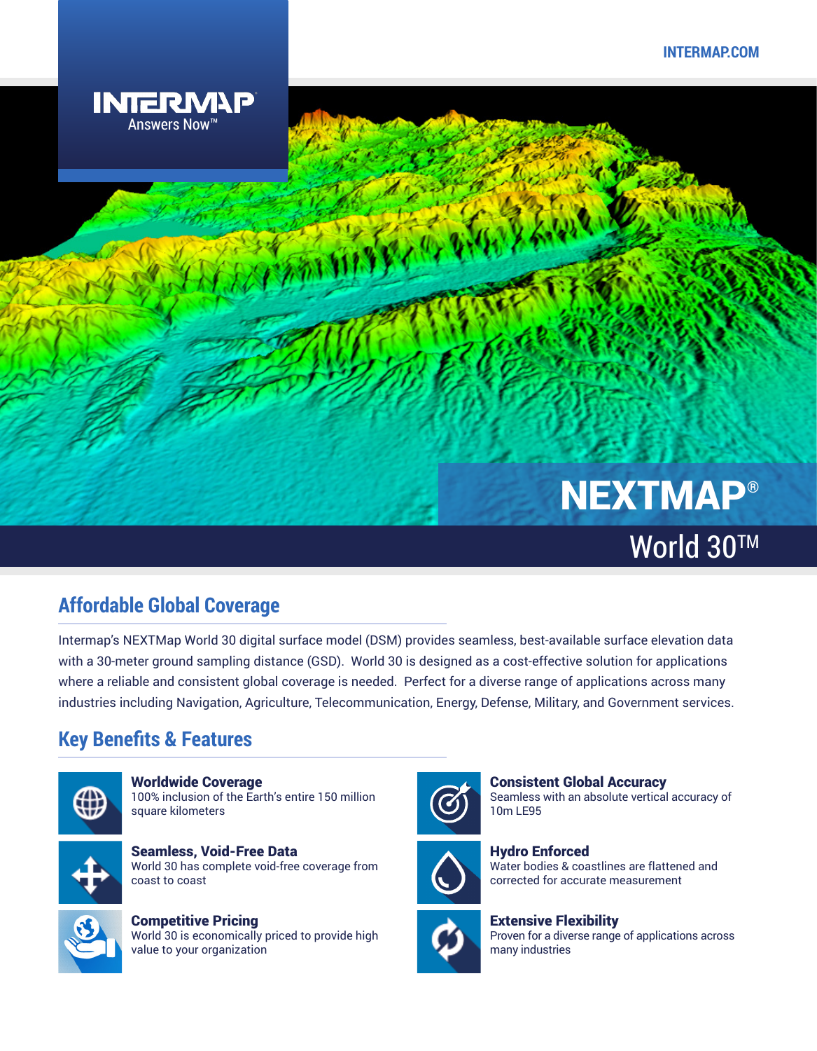INTERMAP.COM

INTERMAP®
Answers Now™

# NEXTMAP®
## World 30™

## Affordable Global Coverage

Intermap's NEXTMap World 30 digital surface model (DSM) provides seamless, best-available surface elevation data with a 30-meter ground sampling distance (GSD). World 30 is designed as a cost-effective solution for applications where a reliable and consistent global coverage is needed. Perfect for a diverse range of applications across many industries including Navigation, Agriculture, Telecommunication, Energy, Defense, Military, and Government services.

## Key Benefits & Features

**Worldwide Coverage**
100% inclusion of the Earth's entire 150 million square kilometers

**Seamless, Void-Free Data**
World 30 has complete void-free coverage from coast to coast

**Competitive Pricing**
World 30 is economically priced to provide high value to your organization

**Consistent Global Accuracy**
Seamless with an absolute vertical accuracy of 10m LE95

**Hydro Enforced**
Water bodies & coastlines are flattened and corrected for accurate measurement

**Extensive Flexibility**
Proven for a diverse range of applications across many industries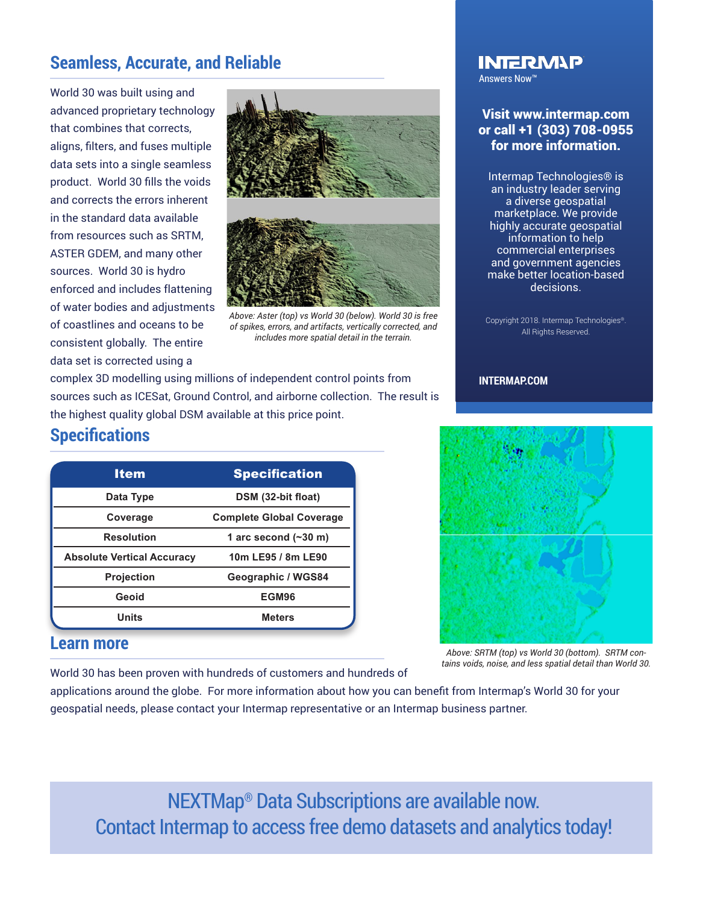## Seamless, Accurate, and Reliable

World 30 was built using and advanced proprietary technology that combines that corrects, aligns, filters, and fuses multiple data sets into a single seamless product. World 30 fills the voids and corrects the errors inherent in the standard data available from resources such as SRTM, ASTER GDEM, and many other sources. World 30 is hydro enforced and includes flattening of water bodies and adjustments of coastlines and oceans to be consistent globally. The entire data set is corrected using a complex 3D modelling using millions of independent control points from sources such as ICESat, Ground Control, and airborne collection. The result is the highest quality global DSM available at this price point.

*Above: Aster (top) vs World 30 (below). World 30 is free of spikes, errors, and artifacts, vertically corrected, and includes more spatial detail in the terrain.*

## Specifications

| Item | Specification |
|---|---|
| Data Type | DSM (32-bit float) |
| Coverage | Complete Global Coverage |
| Resolution | 1 arc second (~30 m) |
| Absolute Vertical Accuracy | 10m LE95 / 8m LE90 |
| Projection | Geographic / WGS84 |
| Geoid | EGM96 |
| Units | Meters |

*Above: SRTM (top) vs World 30 (bottom). SRTM contains voids, noise, and less spatial detail than World 30.*

## Learn more

World 30 has been proven with hundreds of customers and hundreds of applications around the globe. For more information about how you can benefit from Intermap's World 30 for your geospatial needs, please contact your Intermap representative or an Intermap business partner.

**INTERMAP**
Answers Now™

**Visit www.intermap.com or call +1 (303) 708-0955 for more information.**

Intermap Technologies® is an industry leader serving a diverse geospatial marketplace. We provide highly accurate geospatial information to help commercial enterprises and government agencies make better location-based decisions.

Copyright 2018. Intermap Technologies®. All Rights Reserved.

**INTERMAP.COM**

NEXTMap® Data Subscriptions are available now.
Contact Intermap to access free demo datasets and analytics today!